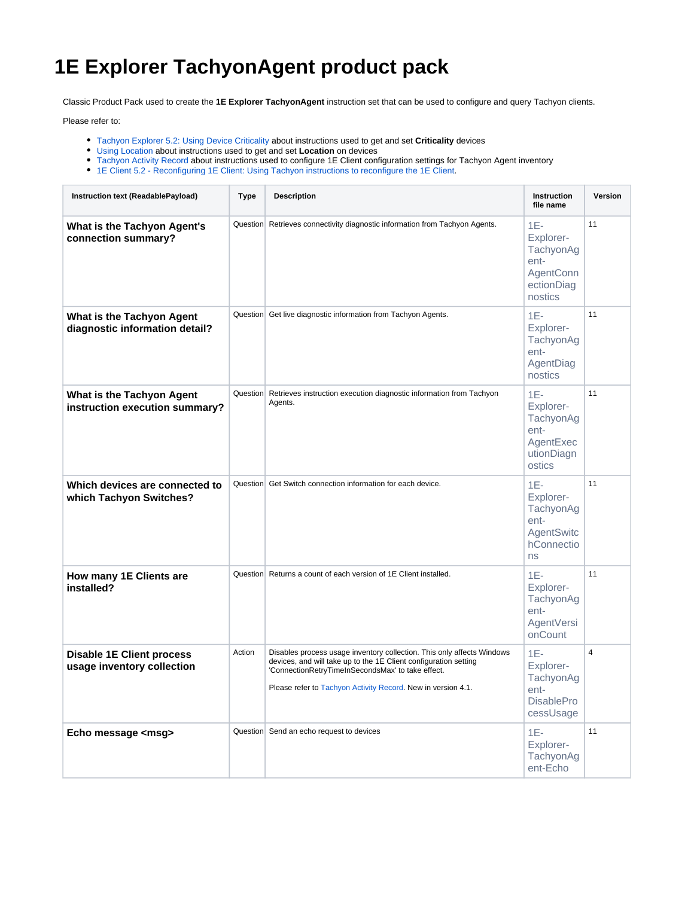# 1E Explorer TachyonAgent product pack

Classic Product Pack used to create the **1E Explorer TachyonAgent** instruction set that can be used to configure and query Tachyon clients.

Please refer to:

- Tachyon Explorer 5.2: Using Device Criticality about instructions used to get and set **Criticality** devices
- Using Location about instructions used to get and set **Location** on devices
- Tachyon Activity Record about instructions used to configure 1E Client configuration settings for Tachyon Agent inventory
- 1E Client 5.2 - Reconfiguring 1E Client: Using Tachyon instructions to reconfigure the 1E Client.

| Instruction text (ReadablePayload) | Type | Description | Instruction file name | Version |
|---|---|---|---|---|
| **What is the Tachyon Agent's connection summary?** | Question | Retrieves connectivity diagnostic information from Tachyon Agents. | 1E-Explorer-TachyonAgent-AgentConnectionDiagnostics | 11 |
| **What is the Tachyon Agent diagnostic information detail?** | Question | Get live diagnostic information from Tachyon Agents. | 1E-Explorer-TachyonAgent-AgentDiagnostics | 11 |
| **What is the Tachyon Agent instruction execution summary?** | Question | Retrieves instruction execution diagnostic information from Tachyon Agents. | 1E-Explorer-TachyonAgent-AgentExecutionDiagnostics | 11 |
| **Which devices are connected to which Tachyon Switches?** | Question | Get Switch connection information for each device. | 1E-Explorer-TachyonAgent-AgentSwitchConnections | 11 |
| **How many 1E Clients are installed?** | Question | Returns a count of each version of 1E Client installed. | 1E-Explorer-TachyonAgent-AgentVersionCount | 11 |
| **Disable 1E Client process usage inventory collection** | Action | Disables process usage inventory collection. This only affects Windows devices, and will take up to the 1E Client configuration setting 'ConnectionRetryTimeInSecondsMax' to take effect.<br><br>Please refer to Tachyon Activity Record. New in version 4.1. | 1E-Explorer-TachyonAgent-DisableProcessUsage | 4 |
| **Echo message <msg>** | Question | Send an echo request to devices | 1E-Explorer-TachyonAgent-Echo | 11 |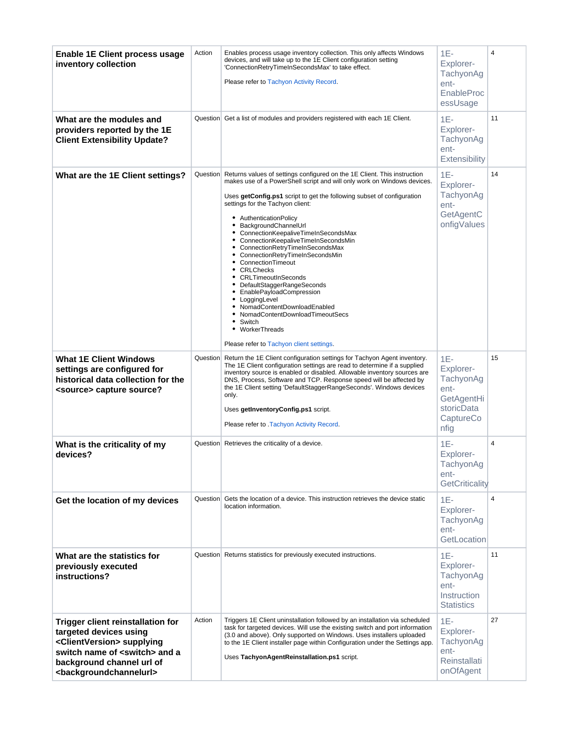| | | | | |
|---|---|---|---|---|
| **Enable 1E Client process usage inventory collection** | Action | Enables process usage inventory collection. This only affects Windows devices, and will take up to the 1E Client configuration setting 'ConnectionRetryTimeInSecondsMax' to take effect.<br><br>Please refer to Tachyon Activity Record. | 1E-Explorer-TachyonAgent-EnableProcessUsage | 4 |
| **What are the modules and providers reported by the 1E Client Extensibility Update?** | Question | Get a list of modules and providers registered with each 1E Client. | 1E-Explorer-TachyonAgent-Extensibility | 11 |
| **What are the 1E Client settings?** | Question | Returns values of settings configured on the 1E Client. This instruction makes use of a PowerShell script and will only work on Windows devices.<br><br>Uses **getConfig.ps1** script to get the following subset of configuration settings for the Tachyon client:<br><br>• AuthenticationPolicy<br>• BackgroundChannelUrl<br>• ConnectionKeepaliveTimeInSecondsMax<br>• ConnectionKeepaliveTimeInSecondsMin<br>• ConnectionRetryTimeInSecondsMax<br>• ConnectionRetryTimeInSecondsMin<br>• ConnectionTimeout<br>• CRLChecks<br>• CRLTimeoutInSeconds<br>• DefaultStaggerRangeSeconds<br>• EnablePayloadCompression<br>• LoggingLevel<br>• NomadContentDownloadEnabled<br>• NomadContentDownloadTimeoutSecs<br>• Switch<br>• WorkerThreads<br><br>Please refer to Tachyon client settings. | 1E-Explorer-TachyonAgent-GetAgentConfigValues | 14 |
| **What 1E Client Windows settings are configured for historical data collection for the <source> capture source?** | Question | Return the 1E Client configuration settings for Tachyon Agent inventory. The 1E Client configuration settings are read to determine if a supplied inventory source is enabled or disabled. Allowable inventory sources are DNS, Process, Software and TCP. Response speed will be affected by the 1E Client setting 'DefaultStaggerRangeSeconds'. Windows devices only.<br><br>Uses **getInventoryConfig.ps1** script.<br><br>Please refer to .Tachyon Activity Record. | 1E-Explorer-TachyonAgent-GetAgentHistoricDataCaptureConfig | 15 |
| **What is the criticality of my devices?** | Question | Retrieves the criticality of a device. | 1E-Explorer-TachyonAgent-GetCriticality | 4 |
| **Get the location of my devices** | Question | Gets the location of a device. This instruction retrieves the device static location information. | 1E-Explorer-TachyonAgent-GetLocation | 4 |
| **What are the statistics for previously executed instructions?** | Question | Returns statistics for previously executed instructions. | 1E-Explorer-TachyonAgent-InstructionStatistics | 11 |
| **Trigger client reinstallation for targeted devices using <ClientVersion> supplying switch name of <switch> and a background channel url of <backgroundchannelurl>** | Action | Triggers 1E Client uninstallation followed by an installation via scheduled task for targeted devices. Will use the existing switch and port information (3.0 and above). Only supported on Windows. Uses installers uploaded to the 1E Client installer page within Configuration under the Settings app.<br><br>Uses **TachyonAgentReinstallation.ps1** script. | 1E-Explorer-TachyonAgent-ReinstallationOfAgent | 27 |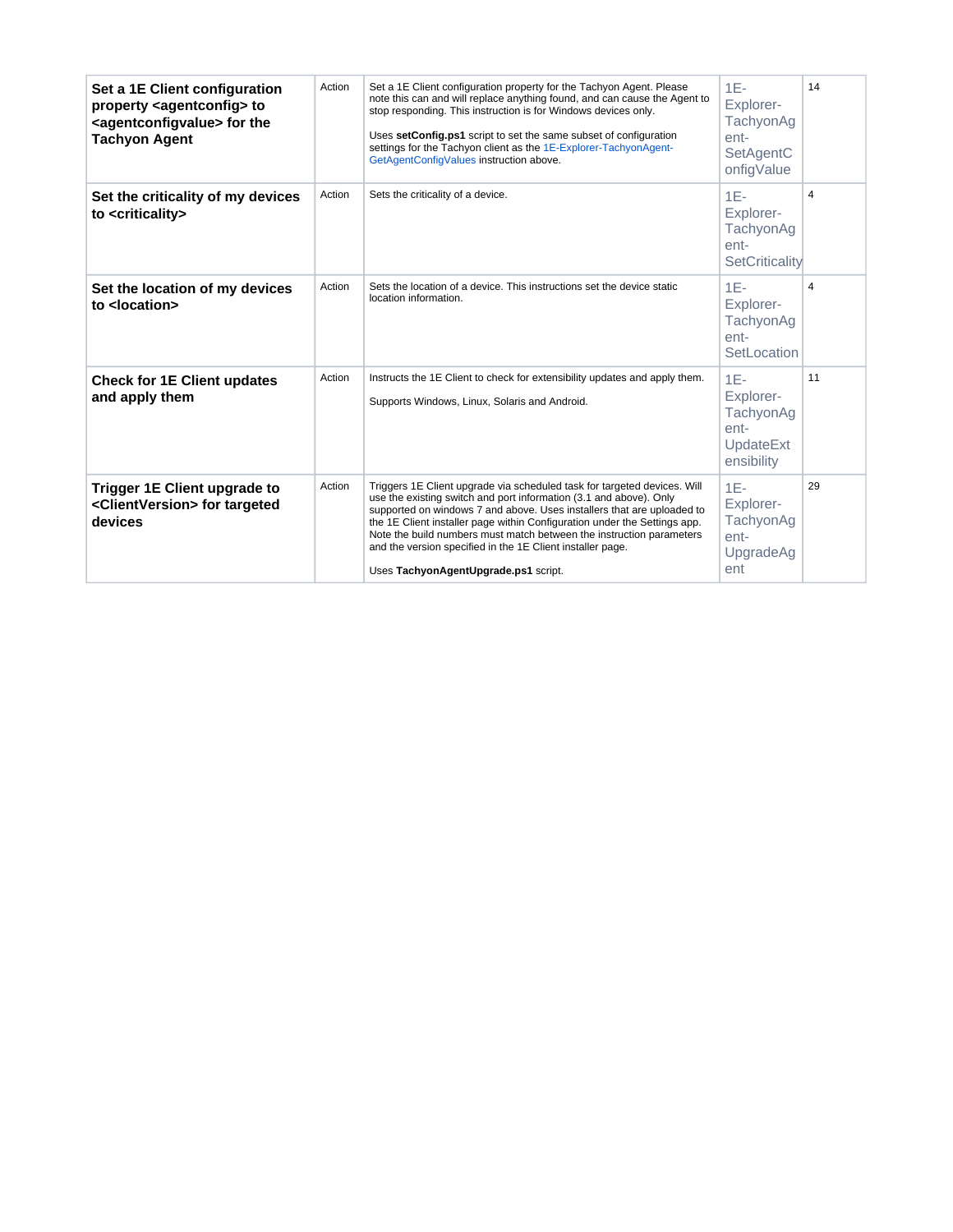| | | | | |
|---|---|---|---|---|
| **Set a 1E Client configuration property <agentconfig> to <agentconfigvalue> for the Tachyon Agent** | Action | Set a 1E Client configuration property for the Tachyon Agent. Please note this can and will replace anything found, and can cause the Agent to stop responding. This instruction is for Windows devices only.<br><br>Uses **setConfig.ps1** script to set the same subset of configuration settings for the Tachyon client as the 1E-Explorer-TachyonAgent-GetAgentConfigValues instruction above. | 1E-Explorer-TachyonAgent-SetAgentConfigValue | 14 |
| **Set the criticality of my devices to <criticality>** | Action | Sets the criticality of a device. | 1E-Explorer-TachyonAgent-SetCriticality | 4 |
| **Set the location of my devices to <location>** | Action | Sets the location of a device. This instructions set the device static location information. | 1E-Explorer-TachyonAgent-SetLocation | 4 |
| **Check for 1E Client updates and apply them** | Action | Instructs the 1E Client to check for extensibility updates and apply them.<br><br>Supports Windows, Linux, Solaris and Android. | 1E-Explorer-TachyonAgent-UpdateExtensibility | 11 |
| **Trigger 1E Client upgrade to <ClientVersion> for targeted devices** | Action | Triggers 1E Client upgrade via scheduled task for targeted devices. Will use the existing switch and port information (3.1 and above). Only supported on windows 7 and above. Uses installers that are uploaded to the 1E Client installer page within Configuration under the Settings app. Note the build numbers must match between the instruction parameters and the version specified in the 1E Client installer page.<br><br>Uses **TachyonAgentUpgrade.ps1** script. | 1E-Explorer-TachyonAgent-UpgradeAgent | 29 |